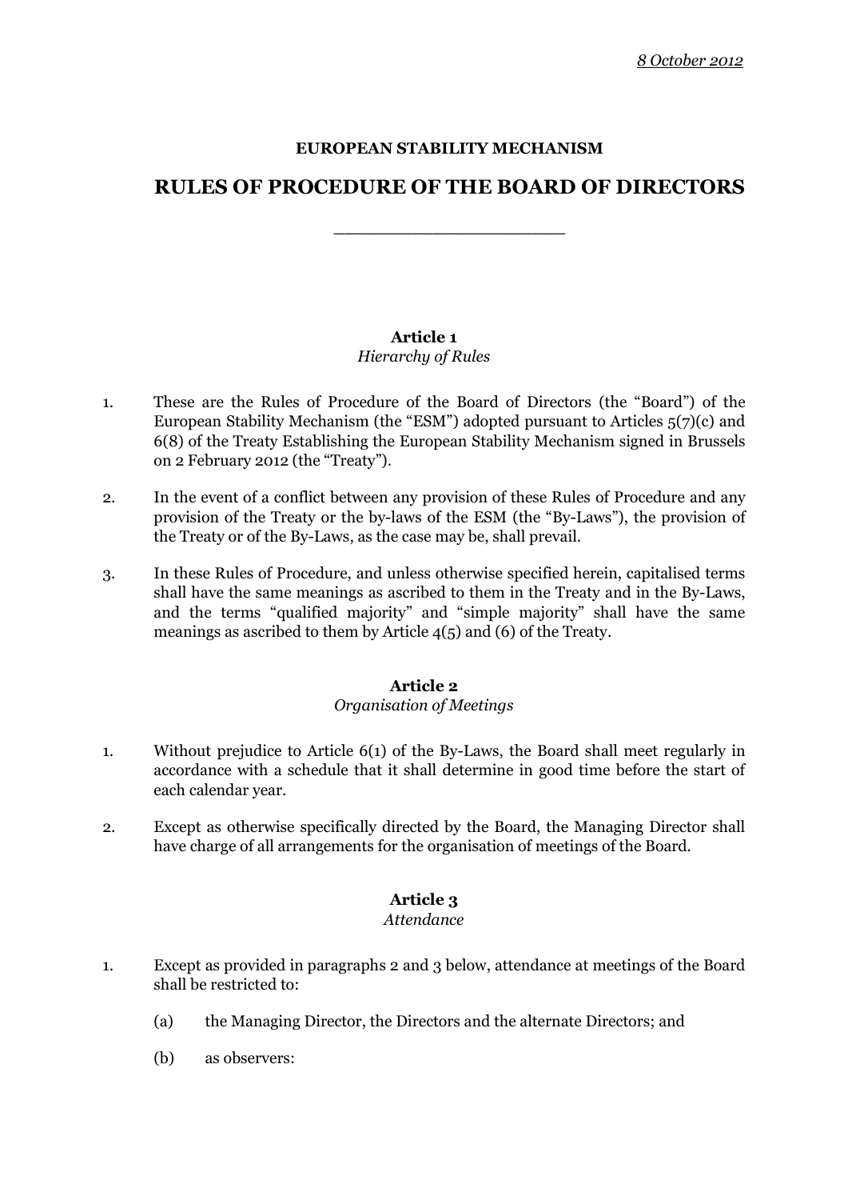*8 October 2012*

**EUROPEAN STABILITY MECHANISM**

# RULES OF PROCEDURE OF THE BOARD OF DIRECTORS

______________________

### Article 1
*Hierarchy of Rules*

1. These are the Rules of Procedure of the Board of Directors (the "Board") of the European Stability Mechanism (the "ESM") adopted pursuant to Articles 5(7)(c) and 6(8) of the Treaty Establishing the European Stability Mechanism signed in Brussels on 2 February 2012 (the "Treaty").

2. In the event of a conflict between any provision of these Rules of Procedure and any provision of the Treaty or the by-laws of the ESM (the "By-Laws"), the provision of the Treaty or of the By-Laws, as the case may be, shall prevail.

3. In these Rules of Procedure, and unless otherwise specified herein, capitalised terms shall have the same meanings as ascribed to them in the Treaty and in the By-Laws, and the terms "qualified majority" and "simple majority" shall have the same meanings as ascribed to them by Article 4(5) and (6) of the Treaty.

### Article 2
*Organisation of Meetings*

1. Without prejudice to Article 6(1) of the By-Laws, the Board shall meet regularly in accordance with a schedule that it shall determine in good time before the start of each calendar year.

2. Except as otherwise specifically directed by the Board, the Managing Director shall have charge of all arrangements for the organisation of meetings of the Board.

### Article 3
*Attendance*

1. Except as provided in paragraphs 2 and 3 below, attendance at meetings of the Board shall be restricted to:

   (a) the Managing Director, the Directors and the alternate Directors; and

   (b) as observers: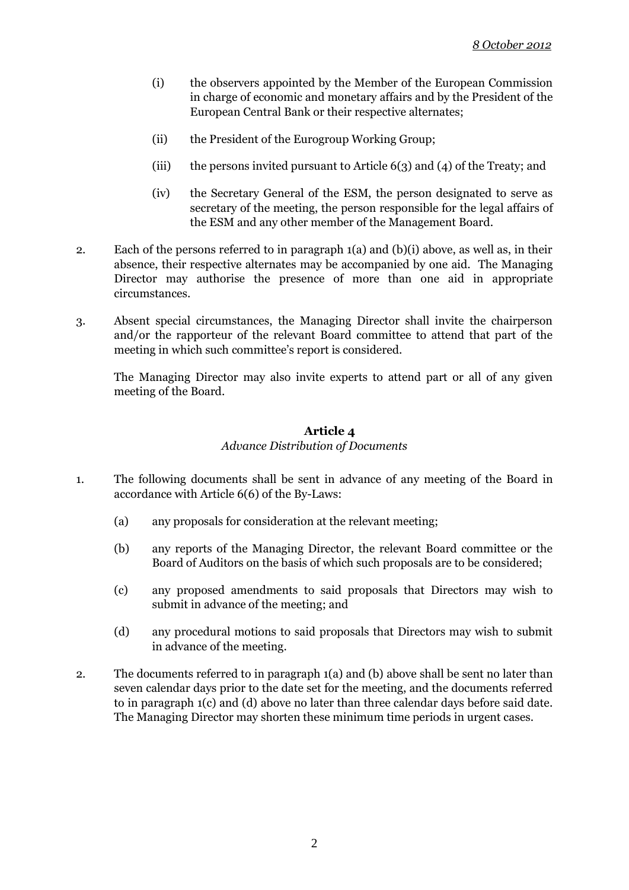(i) the observers appointed by the Member of the European Commission in charge of economic and monetary affairs and by the President of the European Central Bank or their respective alternates;

(ii) the President of the Eurogroup Working Group;

(iii) the persons invited pursuant to Article 6(3) and (4) of the Treaty; and

(iv) the Secretary General of the ESM, the person designated to serve as secretary of the meeting, the person responsible for the legal affairs of the ESM and any other member of the Management Board.

2. Each of the persons referred to in paragraph 1(a) and (b)(i) above, as well as, in their absence, their respective alternates may be accompanied by one aid. The Managing Director may authorise the presence of more than one aid in appropriate circumstances.

3. Absent special circumstances, the Managing Director shall invite the chairperson and/or the rapporteur of the relevant Board committee to attend that part of the meeting in which such committee's report is considered.

   The Managing Director may also invite experts to attend part or all of any given meeting of the Board.

### Article 4
*Advance Distribution of Documents*

1. The following documents shall be sent in advance of any meeting of the Board in accordance with Article 6(6) of the By-Laws:

   (a) any proposals for consideration at the relevant meeting;

   (b) any reports of the Managing Director, the relevant Board committee or the Board of Auditors on the basis of which such proposals are to be considered;

   (c) any proposed amendments to said proposals that Directors may wish to submit in advance of the meeting; and

   (d) any procedural motions to said proposals that Directors may wish to submit in advance of the meeting.

2. The documents referred to in paragraph 1(a) and (b) above shall be sent no later than seven calendar days prior to the date set for the meeting, and the documents referred to in paragraph 1(c) and (d) above no later than three calendar days before said date. The Managing Director may shorten these minimum time periods in urgent cases.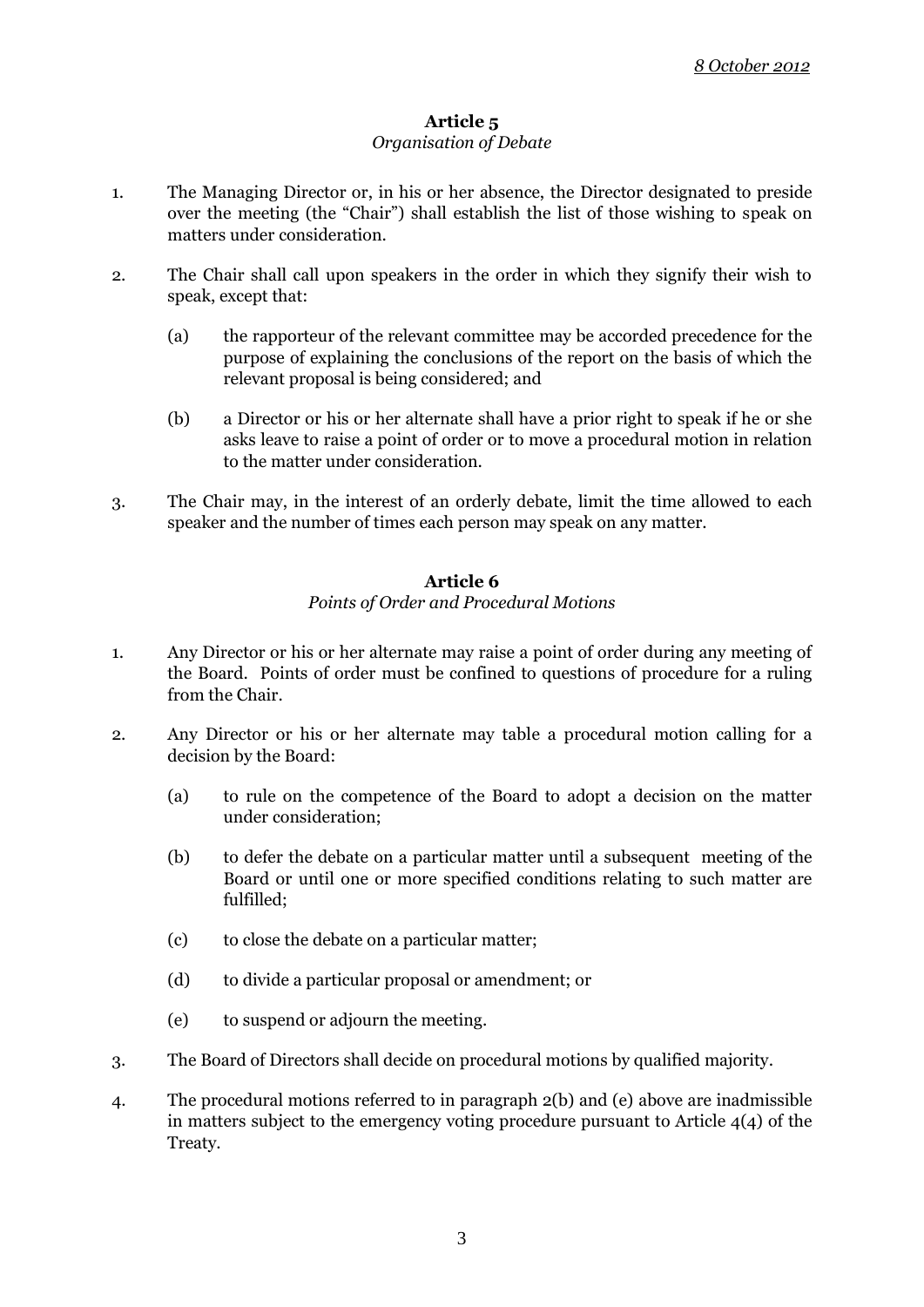*8 October 2012*

**Article 5**
*Organisation of Debate*

1. The Managing Director or, in his or her absence, the Director designated to preside over the meeting (the "Chair") shall establish the list of those wishing to speak on matters under consideration.

2. The Chair shall call upon speakers in the order in which they signify their wish to speak, except that:

   (a) the rapporteur of the relevant committee may be accorded precedence for the purpose of explaining the conclusions of the report on the basis of which the relevant proposal is being considered; and

   (b) a Director or his or her alternate shall have a prior right to speak if he or she asks leave to raise a point of order or to move a procedural motion in relation to the matter under consideration.

3. The Chair may, in the interest of an orderly debate, limit the time allowed to each speaker and the number of times each person may speak on any matter.

**Article 6**
*Points of Order and Procedural Motions*

1. Any Director or his or her alternate may raise a point of order during any meeting of the Board. Points of order must be confined to questions of procedure for a ruling from the Chair.

2. Any Director or his or her alternate may table a procedural motion calling for a decision by the Board:

   (a) to rule on the competence of the Board to adopt a decision on the matter under consideration;

   (b) to defer the debate on a particular matter until a subsequent meeting of the Board or until one or more specified conditions relating to such matter are fulfilled;

   (c) to close the debate on a particular matter;

   (d) to divide a particular proposal or amendment; or

   (e) to suspend or adjourn the meeting.

3. The Board of Directors shall decide on procedural motions by qualified majority.

4. The procedural motions referred to in paragraph 2(b) and (e) above are inadmissible in matters subject to the emergency voting procedure pursuant to Article 4(4) of the Treaty.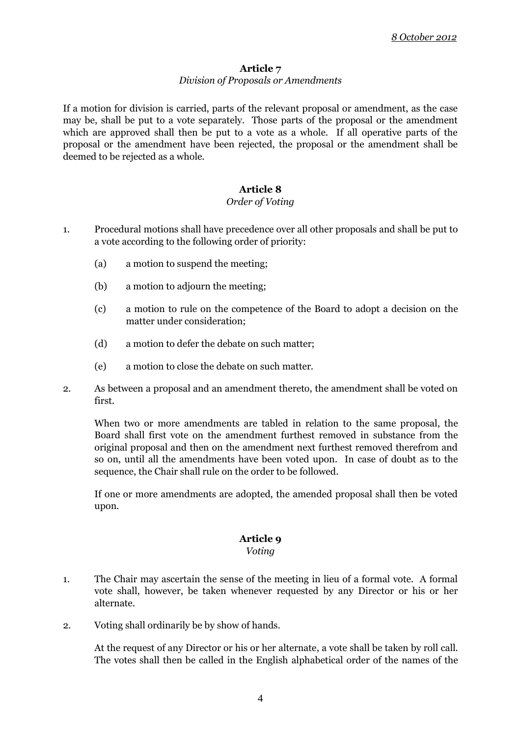*8 October 2012*

## Article 7

*Division of Proposals or Amendments*

If a motion for division is carried, parts of the relevant proposal or amendment, as the case may be, shall be put to a vote separately. Those parts of the proposal or the amendment which are approved shall then be put to a vote as a whole. If all operative parts of the proposal or the amendment have been rejected, the proposal or the amendment shall be deemed to be rejected as a whole.

## Article 8

*Order of Voting*

1. Procedural motions shall have precedence over all other proposals and shall be put to a vote according to the following order of priority:

   (a) a motion to suspend the meeting;

   (b) a motion to adjourn the meeting;

   (c) a motion to rule on the competence of the Board to adopt a decision on the matter under consideration;

   (d) a motion to defer the debate on such matter;

   (e) a motion to close the debate on such matter.

2. As between a proposal and an amendment thereto, the amendment shall be voted on first.

   When two or more amendments are tabled in relation to the same proposal, the Board shall first vote on the amendment furthest removed in substance from the original proposal and then on the amendment next furthest removed therefrom and so on, until all the amendments have been voted upon. In case of doubt as to the sequence, the Chair shall rule on the order to be followed.

   If one or more amendments are adopted, the amended proposal shall then be voted upon.

## Article 9

*Voting*

1. The Chair may ascertain the sense of the meeting in lieu of a formal vote. A formal vote shall, however, be taken whenever requested by any Director or his or her alternate.

2. Voting shall ordinarily be by show of hands.

   At the request of any Director or his or her alternate, a vote shall be taken by roll call. The votes shall then be called in the English alphabetical order of the names of the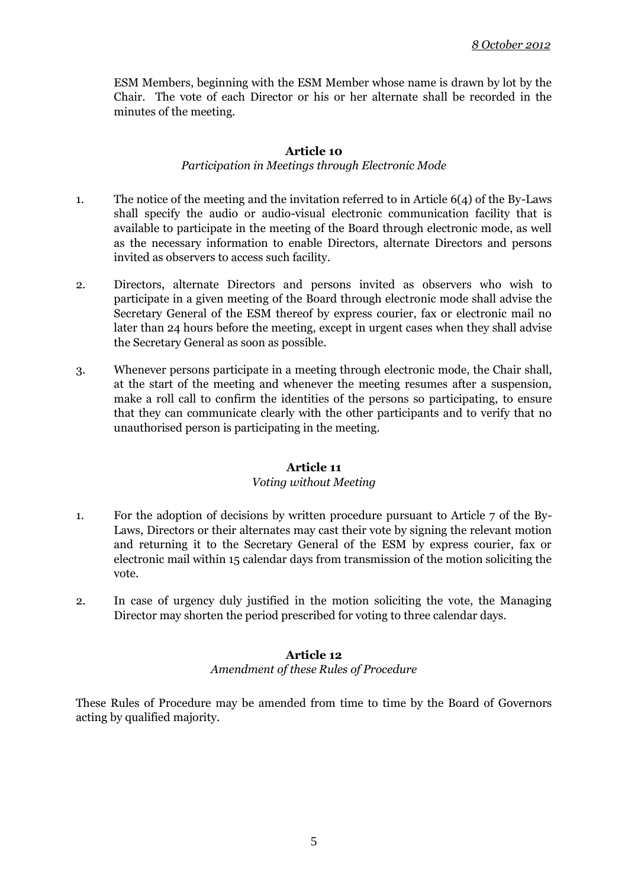ESM Members, beginning with the ESM Member whose name is drawn by lot by the Chair. The vote of each Director or his or her alternate shall be recorded in the minutes of the meeting.

**Article 10**

*Participation in Meetings through Electronic Mode*

1. The notice of the meeting and the invitation referred to in Article 6(4) of the By-Laws shall specify the audio or audio-visual electronic communication facility that is available to participate in the meeting of the Board through electronic mode, as well as the necessary information to enable Directors, alternate Directors and persons invited as observers to access such facility.

2. Directors, alternate Directors and persons invited as observers who wish to participate in a given meeting of the Board through electronic mode shall advise the Secretary General of the ESM thereof by express courier, fax or electronic mail no later than 24 hours before the meeting, except in urgent cases when they shall advise the Secretary General as soon as possible.

3. Whenever persons participate in a meeting through electronic mode, the Chair shall, at the start of the meeting and whenever the meeting resumes after a suspension, make a roll call to confirm the identities of the persons so participating, to ensure that they can communicate clearly with the other participants and to verify that no unauthorised person is participating in the meeting.

**Article 11**

*Voting without Meeting*

1. For the adoption of decisions by written procedure pursuant to Article 7 of the By-Laws, Directors or their alternates may cast their vote by signing the relevant motion and returning it to the Secretary General of the ESM by express courier, fax or electronic mail within 15 calendar days from transmission of the motion soliciting the vote.

2. In case of urgency duly justified in the motion soliciting the vote, the Managing Director may shorten the period prescribed for voting to three calendar days.

**Article 12**

*Amendment of these Rules of Procedure*

These Rules of Procedure may be amended from time to time by the Board of Governors acting by qualified majority.